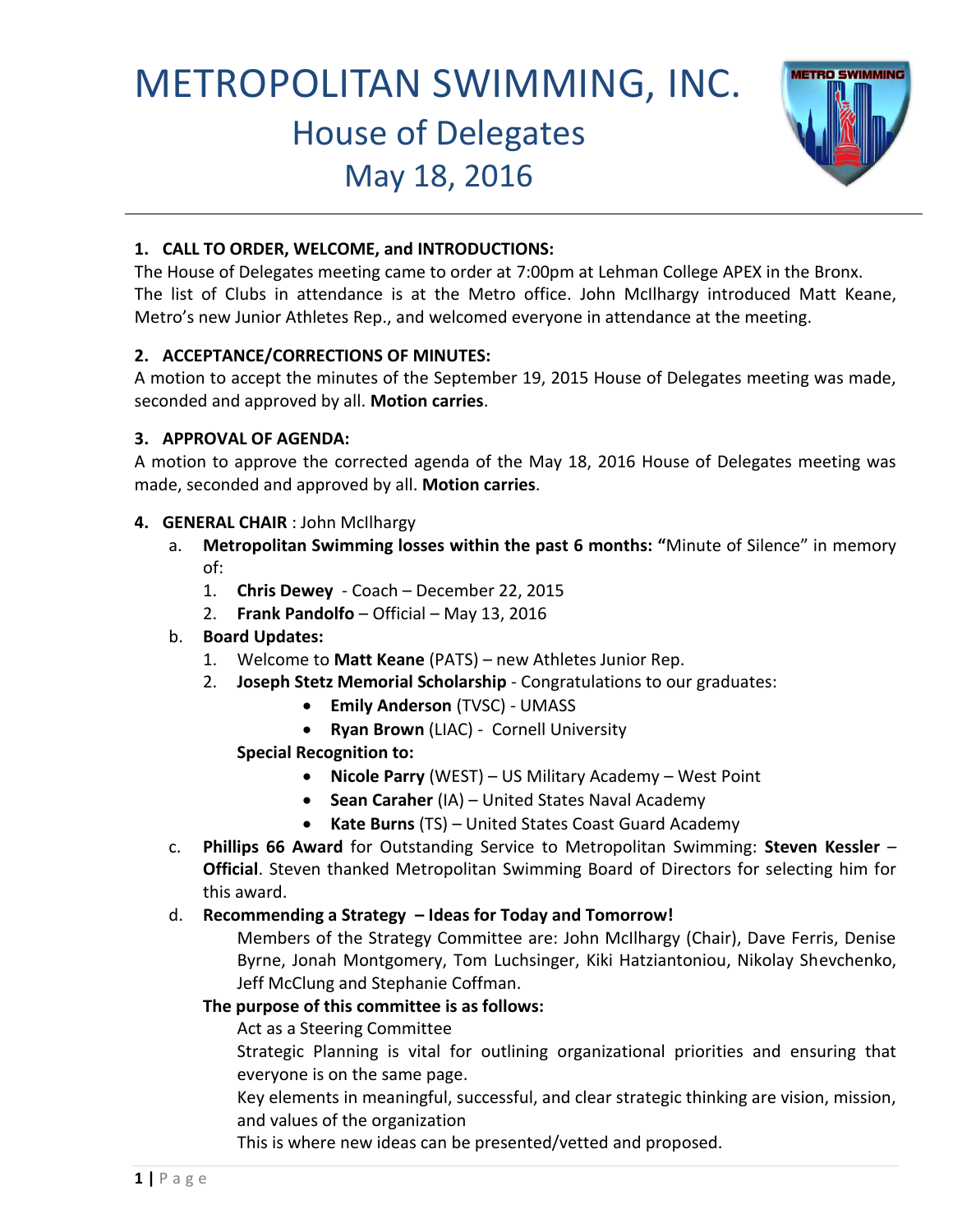# METROPOLITAN SWIMMING, INC.
## House of Delegates
## May 18, 2016

**1. CALL TO ORDER, WELCOME, and INTRODUCTIONS:**
The House of Delegates meeting came to order at 7:00pm at Lehman College APEX in the Bronx. The list of Clubs in attendance is at the Metro office. John McIlhargy introduced Matt Keane, Metro's new Junior Athletes Rep., and welcomed everyone in attendance at the meeting.

**2. ACCEPTANCE/CORRECTIONS OF MINUTES:**
A motion to accept the minutes of the September 19, 2015 House of Delegates meeting was made, seconded and approved by all. **Motion carries**.

**3. APPROVAL OF AGENDA:**
A motion to approve the corrected agenda of the May 18, 2016 House of Delegates meeting was made, seconded and approved by all. **Motion carries**.

**4. GENERAL CHAIR** : John McIlhargy

a. **Metropolitan Swimming losses within the past 6 months: "**Minute of Silence" in memory of:
   1. **Chris Dewey** - Coach – December 22, 2015
   2. **Frank Pandolfo** – Official – May 13, 2016

b. **Board Updates:**
   1. Welcome to **Matt Keane** (PATS) – new Athletes Junior Rep.
   2. **Joseph Stetz Memorial Scholarship** - Congratulations to our graduates:
      - **Emily Anderson** (TVSC) - UMASS
      - **Ryan Brown** (LIAC) - Cornell University

   **Special Recognition to:**
      - **Nicole Parry** (WEST) – US Military Academy – West Point
      - **Sean Caraher** (IA) – United States Naval Academy
      - **Kate Burns** (TS) – United States Coast Guard Academy

c. **Phillips 66 Award** for Outstanding Service to Metropolitan Swimming: **Steven Kessler** – **Official**. Steven thanked Metropolitan Swimming Board of Directors for selecting him for this award.

d. **Recommending a Strategy – Ideas for Today and Tomorrow!**

   Members of the Strategy Committee are: John McIlhargy (Chair), Dave Ferris, Denise Byrne, Jonah Montgomery, Tom Luchsinger, Kiki Hatziantoniou, Nikolay Shevchenko, Jeff McClung and Stephanie Coffman.

   **The purpose of this committee is as follows:**

   Act as a Steering Committee

   Strategic Planning is vital for outlining organizational priorities and ensuring that everyone is on the same page.

   Key elements in meaningful, successful, and clear strategic thinking are vision, mission, and values of the organization

   This is where new ideas can be presented/vetted and proposed.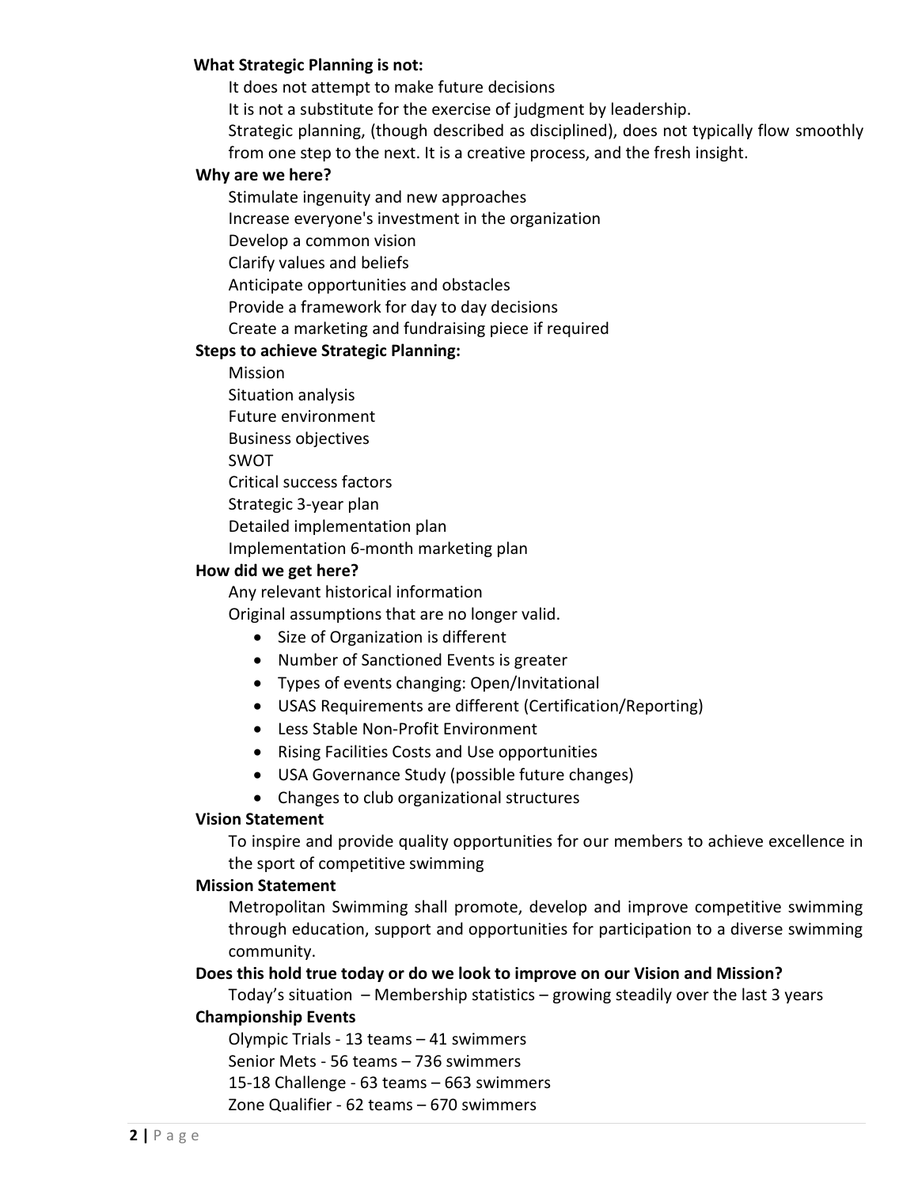**What Strategic Planning is not:**

It does not attempt to make future decisions

It is not a substitute for the exercise of judgment by leadership.

Strategic planning, (though described as disciplined), does not typically flow smoothly from one step to the next. It is a creative process, and the fresh insight.

**Why are we here?**

Stimulate ingenuity and new approaches

Increase everyone's investment in the organization

Develop a common vision

Clarify values and beliefs

Anticipate opportunities and obstacles

Provide a framework for day to day decisions

Create a marketing and fundraising piece if required

**Steps to achieve Strategic Planning:**

Mission

Situation analysis

Future environment

Business objectives

SWOT

Critical success factors

Strategic 3-year plan

Detailed implementation plan

Implementation 6-month marketing plan

**How did we get here?**

Any relevant historical information

Original assumptions that are no longer valid.

- Size of Organization is different
- Number of Sanctioned Events is greater
- Types of events changing: Open/Invitational
- USAS Requirements are different (Certification/Reporting)
- Less Stable Non-Profit Environment
- Rising Facilities Costs and Use opportunities
- USA Governance Study (possible future changes)
- Changes to club organizational structures

**Vision Statement**

To inspire and provide quality opportunities for our members to achieve excellence in the sport of competitive swimming

**Mission Statement**

Metropolitan Swimming shall promote, develop and improve competitive swimming through education, support and opportunities for participation to a diverse swimming community.

**Does this hold true today or do we look to improve on our Vision and Mission?**

Today's situation – Membership statistics – growing steadily over the last 3 years

**Championship Events**

Olympic Trials - 13 teams – 41 swimmers

Senior Mets - 56 teams – 736 swimmers

15-18 Challenge - 63 teams – 663 swimmers

Zone Qualifier - 62 teams – 670 swimmers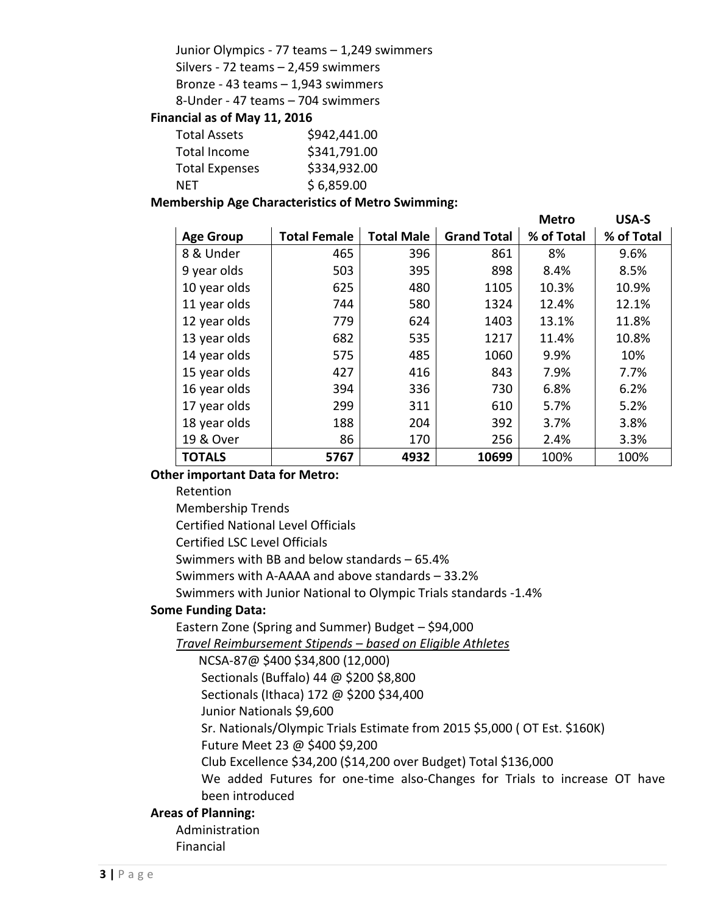Junior Olympics - 77 teams – 1,249 swimmers

Silvers - 72 teams – 2,459 swimmers

Bronze - 43 teams – 1,943 swimmers

8-Under - 47 teams – 704 swimmers

**Financial as of May 11, 2016**

| | |
|---|---|
| Total Assets | $942,441.00 |
| Total Income | $341,791.00 |
| Total Expenses | $334,932.00 |
| NET | $ 6,859.00 |

**Membership Age Characteristics of Metro Swimming:**

| Age Group | Total Female | Total Male | Grand Total | Metro % of Total | USA-S % of Total |
|---|---|---|---|---|---|
| 8 & Under | 465 | 396 | 861 | 8% | 9.6% |
| 9 year olds | 503 | 395 | 898 | 8.4% | 8.5% |
| 10 year olds | 625 | 480 | 1105 | 10.3% | 10.9% |
| 11 year olds | 744 | 580 | 1324 | 12.4% | 12.1% |
| 12 year olds | 779 | 624 | 1403 | 13.1% | 11.8% |
| 13 year olds | 682 | 535 | 1217 | 11.4% | 10.8% |
| 14 year olds | 575 | 485 | 1060 | 9.9% | 10% |
| 15 year olds | 427 | 416 | 843 | 7.9% | 7.7% |
| 16 year olds | 394 | 336 | 730 | 6.8% | 6.2% |
| 17 year olds | 299 | 311 | 610 | 5.7% | 5.2% |
| 18 year olds | 188 | 204 | 392 | 3.7% | 3.8% |
| 19 & Over | 86 | 170 | 256 | 2.4% | 3.3% |
| **TOTALS** | **5767** | **4932** | **10699** | 100% | 100% |

**Other important Data for Metro:**

Retention

Membership Trends

Certified National Level Officials

Certified LSC Level Officials

Swimmers with BB and below standards – 65.4%

Swimmers with A-AAAA and above standards – 33.2%

Swimmers with Junior National to Olympic Trials standards -1.4%

**Some Funding Data:**

Eastern Zone (Spring and Summer) Budget – $94,000

*Travel Reimbursement Stipends – based on Eligible Athletes*

NCSA-87@ $400 $34,800 (12,000)

Sectionals (Buffalo) 44 @ $200 $8,800

Sectionals (Ithaca) 172 @ $200 $34,400

Junior Nationals $9,600

Sr. Nationals/Olympic Trials Estimate from 2015 $5,000 ( OT Est. $160K)

Future Meet 23 @ $400 $9,200

Club Excellence $34,200 ($14,200 over Budget) Total $136,000

We added Futures for one-time also-Changes for Trials to increase OT have been introduced

**Areas of Planning:**

Administration

Financial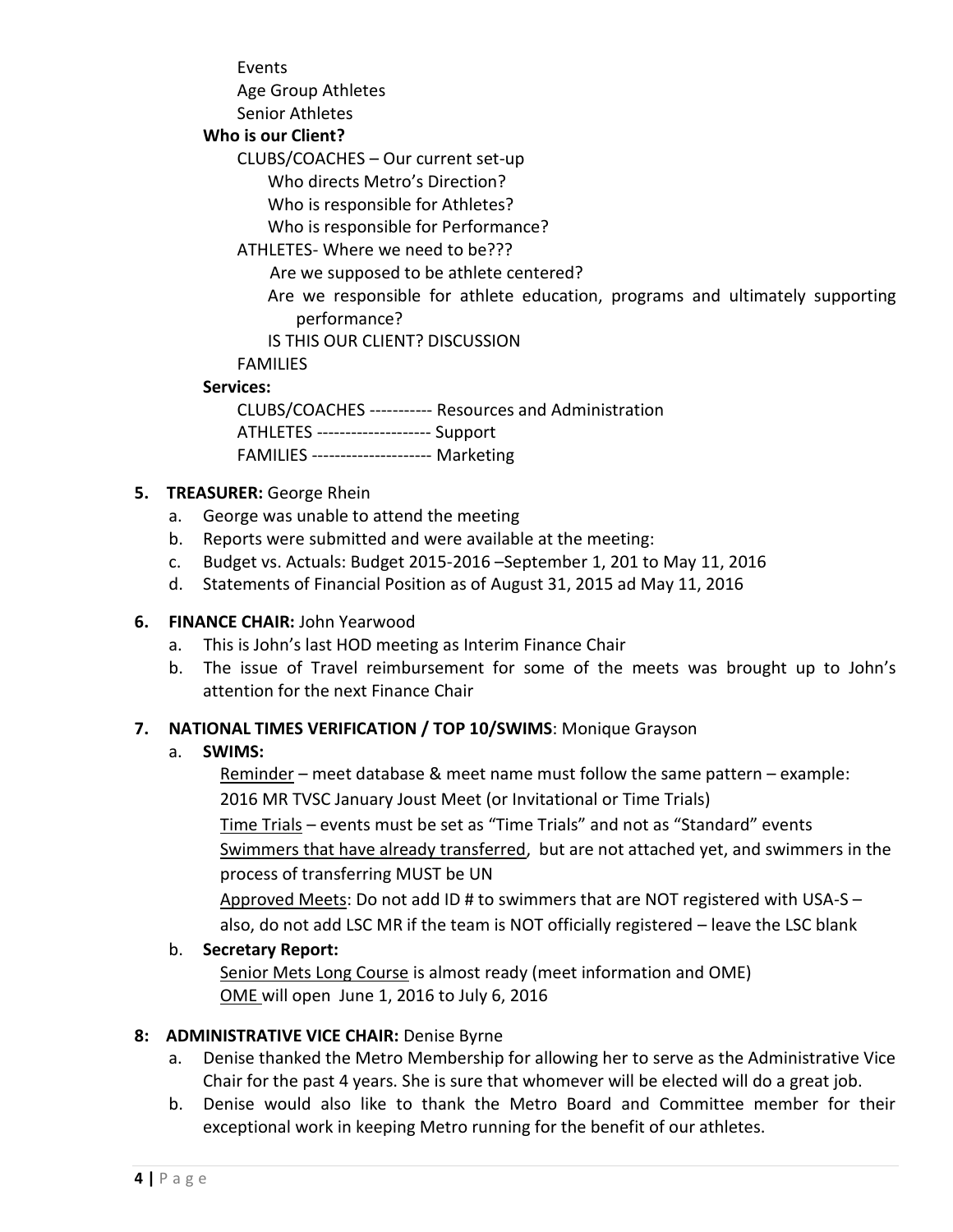Events
Age Group Athletes
Senior Athletes

**Who is our Client?**

CLUBS/COACHES – Our current set-up
- Who directs Metro's Direction?
- Who is responsible for Athletes?
- Who is responsible for Performance?

ATHLETES- Where we need to be???
- Are we supposed to be athlete centered?
- Are we responsible for athlete education, programs and ultimately supporting performance?
- IS THIS OUR CLIENT? DISCUSSION

FAMILIES

**Services:**

CLUBS/COACHES ----------- Resources and Administration
ATHLETES -------------------- Support
FAMILIES --------------------- Marketing

**5. TREASURER:** George Rhein

a. George was unable to attend the meeting
b. Reports were submitted and were available at the meeting:
c. Budget vs. Actuals: Budget 2015-2016 –September 1, 201 to May 11, 2016
d. Statements of Financial Position as of August 31, 2015 ad May 11, 2016

**6. FINANCE CHAIR:** John Yearwood

a. This is John's last HOD meeting as Interim Finance Chair
b. The issue of Travel reimbursement for some of the meets was brought up to John's attention for the next Finance Chair

**7. NATIONAL TIMES VERIFICATION / TOP 10/SWIMS**: Monique Grayson

a. **SWIMS:**

Reminder – meet database & meet name must follow the same pattern – example: 2016 MR TVSC January Joust Meet (or Invitational or Time Trials)

Time Trials – events must be set as "Time Trials" and not as "Standard" events

Swimmers that have already transferred, but are not attached yet, and swimmers in the process of transferring MUST be UN

Approved Meets: Do not add ID # to swimmers that are NOT registered with USA-S – also, do not add LSC MR if the team is NOT officially registered – leave the LSC blank

b. **Secretary Report:**

Senior Mets Long Course is almost ready (meet information and OME)
OME will open June 1, 2016 to July 6, 2016

**8: ADMINISTRATIVE VICE CHAIR:** Denise Byrne

a. Denise thanked the Metro Membership for allowing her to serve as the Administrative Vice Chair for the past 4 years. She is sure that whomever will be elected will do a great job.
b. Denise would also like to thank the Metro Board and Committee member for their exceptional work in keeping Metro running for the benefit of our athletes.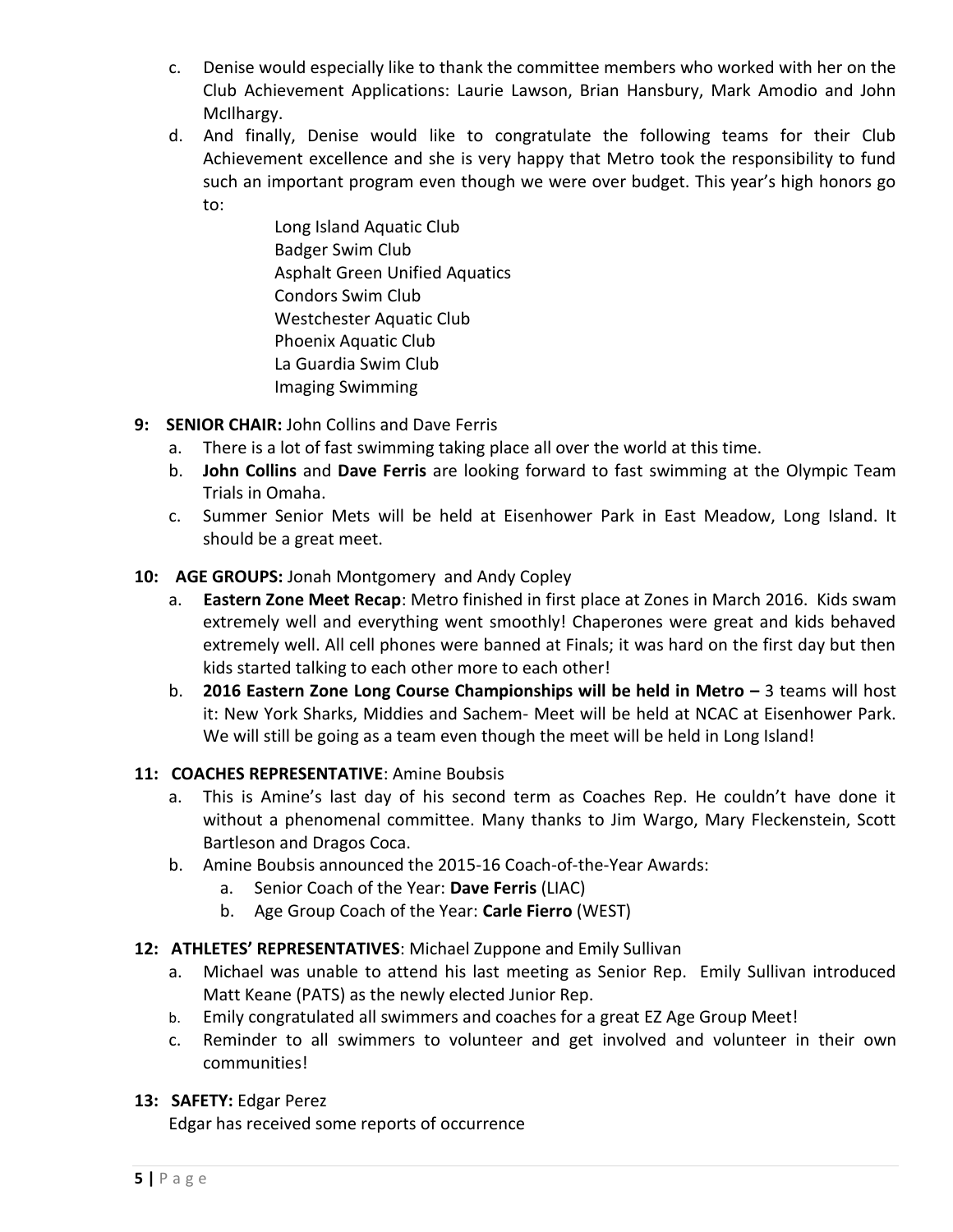c. Denise would especially like to thank the committee members who worked with her on the Club Achievement Applications: Laurie Lawson, Brian Hansbury, Mark Amodio and John McIlhargy.

d. And finally, Denise would like to congratulate the following teams for their Club Achievement excellence and she is very happy that Metro took the responsibility to fund such an important program even though we were over budget. This year's high honors go to:

    Long Island Aquatic Club
    Badger Swim Club
    Asphalt Green Unified Aquatics
    Condors Swim Club
    Westchester Aquatic Club
    Phoenix Aquatic Club
    La Guardia Swim Club
    Imaging Swimming

**9: SENIOR CHAIR:** John Collins and Dave Ferris

a. There is a lot of fast swimming taking place all over the world at this time.

b. **John Collins** and **Dave Ferris** are looking forward to fast swimming at the Olympic Team Trials in Omaha.

c. Summer Senior Mets will be held at Eisenhower Park in East Meadow, Long Island. It should be a great meet.

**10: AGE GROUPS:** Jonah Montgomery and Andy Copley

a. **Eastern Zone Meet Recap**: Metro finished in first place at Zones in March 2016. Kids swam extremely well and everything went smoothly! Chaperones were great and kids behaved extremely well. All cell phones were banned at Finals; it was hard on the first day but then kids started talking to each other more to each other!

b. **2016 Eastern Zone Long Course Championships will be held in Metro –** 3 teams will host it: New York Sharks, Middies and Sachem- Meet will be held at NCAC at Eisenhower Park. We will still be going as a team even though the meet will be held in Long Island!

**11: COACHES REPRESENTATIVE**: Amine Boubsis

a. This is Amine's last day of his second term as Coaches Rep. He couldn't have done it without a phenomenal committee. Many thanks to Jim Wargo, Mary Fleckenstein, Scott Bartleson and Dragos Coca.

b. Amine Boubsis announced the 2015-16 Coach-of-the-Year Awards:
    a. Senior Coach of the Year: **Dave Ferris** (LIAC)
    b. Age Group Coach of the Year: **Carle Fierro** (WEST)

**12: ATHLETES' REPRESENTATIVES**: Michael Zuppone and Emily Sullivan

a. Michael was unable to attend his last meeting as Senior Rep. Emily Sullivan introduced Matt Keane (PATS) as the newly elected Junior Rep.

b. Emily congratulated all swimmers and coaches for a great EZ Age Group Meet!

c. Reminder to all swimmers to volunteer and get involved and volunteer in their own communities!

**13: SAFETY:** Edgar Perez

Edgar has received some reports of occurrence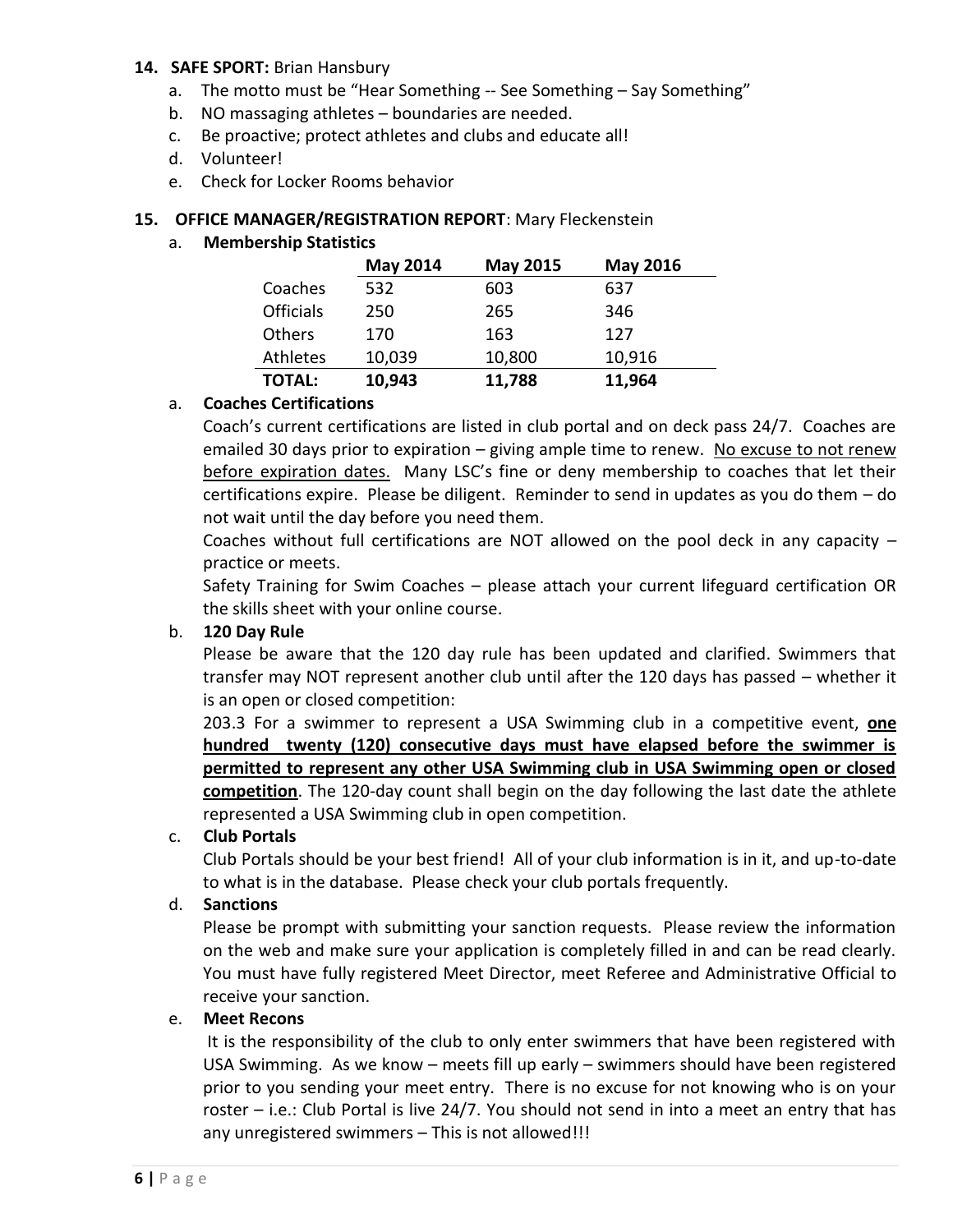**14. SAFE SPORT:** Brian Hansbury

a. The motto must be "Hear Something -- See Something – Say Something"
b. NO massaging athletes – boundaries are needed.
c. Be proactive; protect athletes and clubs and educate all!
d. Volunteer!
e. Check for Locker Rooms behavior

**15. OFFICE MANAGER/REGISTRATION REPORT**: Mary Fleckenstein

a. **Membership Statistics**

| | May 2014 | May 2015 | May 2016 |
|---|---|---|---|
| Coaches | 532 | 603 | 637 |
| Officials | 250 | 265 | 346 |
| Others | 170 | 163 | 127 |
| Athletes | 10,039 | 10,800 | 10,916 |
| **TOTAL:** | **10,943** | **11,788** | **11,964** |

a. **Coaches Certifications**

Coach's current certifications are listed in club portal and on deck pass 24/7. Coaches are emailed 30 days prior to expiration – giving ample time to renew. No excuse to not renew before expiration dates. Many LSC's fine or deny membership to coaches that let their certifications expire. Please be diligent. Reminder to send in updates as you do them – do not wait until the day before you need them.

Coaches without full certifications are NOT allowed on the pool deck in any capacity – practice or meets.

Safety Training for Swim Coaches – please attach your current lifeguard certification OR the skills sheet with your online course.

b. **120 Day Rule**

Please be aware that the 120 day rule has been updated and clarified. Swimmers that transfer may NOT represent another club until after the 120 days has passed – whether it is an open or closed competition:

203.3 For a swimmer to represent a USA Swimming club in a competitive event, **one hundred twenty (120) consecutive days must have elapsed before the swimmer is permitted to represent any other USA Swimming club in USA Swimming open or closed competition**. The 120-day count shall begin on the day following the last date the athlete represented a USA Swimming club in open competition.

c. **Club Portals**

Club Portals should be your best friend! All of your club information is in it, and up-to-date to what is in the database. Please check your club portals frequently.

d. **Sanctions**

Please be prompt with submitting your sanction requests. Please review the information on the web and make sure your application is completely filled in and can be read clearly. You must have fully registered Meet Director, meet Referee and Administrative Official to receive your sanction.

e. **Meet Recons**

It is the responsibility of the club to only enter swimmers that have been registered with USA Swimming. As we know – meets fill up early – swimmers should have been registered prior to you sending your meet entry. There is no excuse for not knowing who is on your roster – i.e.: Club Portal is live 24/7. You should not send in into a meet an entry that has any unregistered swimmers – This is not allowed!!!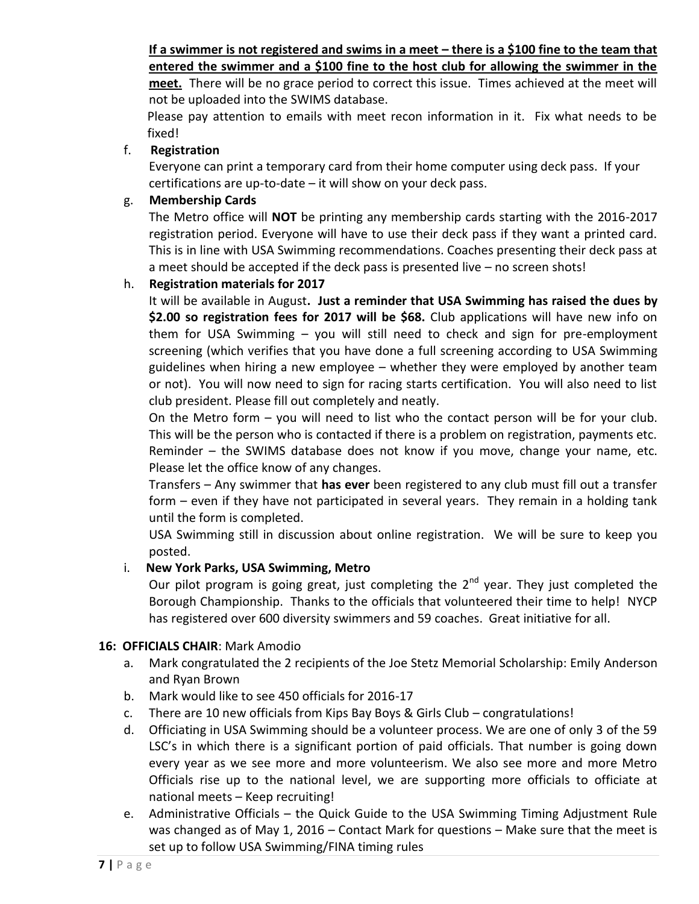**If a swimmer is not registered and swims in a meet – there is a $100 fine to the team that entered the swimmer and a $100 fine to the host club for allowing the swimmer in the meet.** There will be no grace period to correct this issue. Times achieved at the meet will not be uploaded into the SWIMS database.

Please pay attention to emails with meet recon information in it. Fix what needs to be fixed!

f. **Registration**

Everyone can print a temporary card from their home computer using deck pass. If your certifications are up-to-date – it will show on your deck pass.

g. **Membership Cards**

The Metro office will **NOT** be printing any membership cards starting with the 2016-2017 registration period. Everyone will have to use their deck pass if they want a printed card. This is in line with USA Swimming recommendations. Coaches presenting their deck pass at a meet should be accepted if the deck pass is presented live – no screen shots!

h. **Registration materials for 2017**

It will be available in August**. Just a reminder that USA Swimming has raised the dues by $2.00 so registration fees for 2017 will be $68.** Club applications will have new info on them for USA Swimming – you will still need to check and sign for pre-employment screening (which verifies that you have done a full screening according to USA Swimming guidelines when hiring a new employee – whether they were employed by another team or not). You will now need to sign for racing starts certification. You will also need to list club president. Please fill out completely and neatly.

On the Metro form – you will need to list who the contact person will be for your club. This will be the person who is contacted if there is a problem on registration, payments etc. Reminder – the SWIMS database does not know if you move, change your name, etc. Please let the office know of any changes.

Transfers – Any swimmer that **has ever** been registered to any club must fill out a transfer form – even if they have not participated in several years. They remain in a holding tank until the form is completed.

USA Swimming still in discussion about online registration. We will be sure to keep you posted.

i. **New York Parks, USA Swimming, Metro**

Our pilot program is going great, just completing the 2nd year. They just completed the Borough Championship. Thanks to the officials that volunteered their time to help! NYCP has registered over 600 diversity swimmers and 59 coaches. Great initiative for all.

**16: OFFICIALS CHAIR**: Mark Amodio

a. Mark congratulated the 2 recipients of the Joe Stetz Memorial Scholarship: Emily Anderson and Ryan Brown
b. Mark would like to see 450 officials for 2016-17
c. There are 10 new officials from Kips Bay Boys & Girls Club – congratulations!
d. Officiating in USA Swimming should be a volunteer process. We are one of only 3 of the 59 LSC's in which there is a significant portion of paid officials. That number is going down every year as we see more and more volunteerism. We also see more and more Metro Officials rise up to the national level, we are supporting more officials to officiate at national meets – Keep recruiting!
e. Administrative Officials – the Quick Guide to the USA Swimming Timing Adjustment Rule was changed as of May 1, 2016 – Contact Mark for questions – Make sure that the meet is set up to follow USA Swimming/FINA timing rules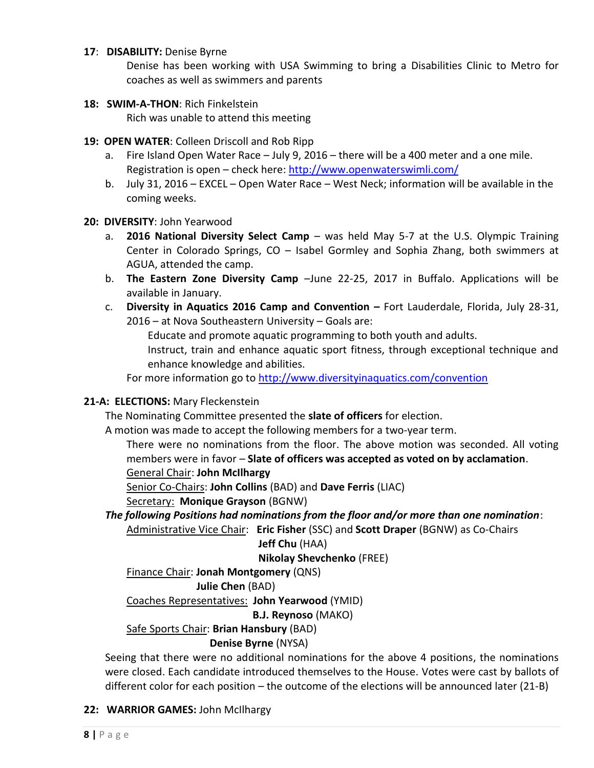**17**: **DISABILITY:** Denise Byrne

Denise has been working with USA Swimming to bring a Disabilities Clinic to Metro for coaches as well as swimmers and parents

**18: SWIM-A-THON**: Rich Finkelstein

Rich was unable to attend this meeting

**19: OPEN WATER**: Colleen Driscoll and Rob Ripp

a. Fire Island Open Water Race – July 9, 2016 – there will be a 400 meter and a one mile. Registration is open – check here: http://www.openwaterswimli.com/
b. July 31, 2016 – EXCEL – Open Water Race – West Neck; information will be available in the coming weeks.

**20: DIVERSITY**: John Yearwood

a. **2016 National Diversity Select Camp** – was held May 5-7 at the U.S. Olympic Training Center in Colorado Springs, CO – Isabel Gormley and Sophia Zhang, both swimmers at AGUA, attended the camp.
b. **The Eastern Zone Diversity Camp** –June 22-25, 2017 in Buffalo. Applications will be available in January.
c. **Diversity in Aquatics 2016 Camp and Convention –** Fort Lauderdale, Florida, July 28-31, 2016 – at Nova Southeastern University – Goals are:

   Educate and promote aquatic programming to both youth and adults.

   Instruct, train and enhance aquatic sport fitness, through exceptional technique and enhance knowledge and abilities.

   For more information go to http://www.diversityinaquatics.com/convention

**21-A: ELECTIONS:** Mary Fleckenstein

The Nominating Committee presented the **slate of officers** for election.

A motion was made to accept the following members for a two-year term.

There were no nominations from the floor. The above motion was seconded. All voting members were in favor – **Slate of officers was accepted as voted on by acclamation**.

General Chair: **John McIlhargy**

Senior Co-Chairs: **John Collins** (BAD) and **Dave Ferris** (LIAC)

Secretary: **Monique Grayson** (BGNW)

***The following Positions had nominations from the floor and/or more than one nomination***:

Administrative Vice Chair: **Eric Fisher** (SSC) and **Scott Draper** (BGNW) as Co-Chairs
**Jeff Chu** (HAA)
**Nikolay Shevchenko** (FREE)

Finance Chair: **Jonah Montgomery** (QNS)
**Julie Chen** (BAD)

Coaches Representatives: **John Yearwood** (YMID)
**B.J. Reynoso** (MAKO)

Safe Sports Chair: **Brian Hansbury** (BAD)
**Denise Byrne** (NYSA)

Seeing that there were no additional nominations for the above 4 positions, the nominations were closed. Each candidate introduced themselves to the House. Votes were cast by ballots of different color for each position – the outcome of the elections will be announced later (21-B)

**22: WARRIOR GAMES:** John McIlhargy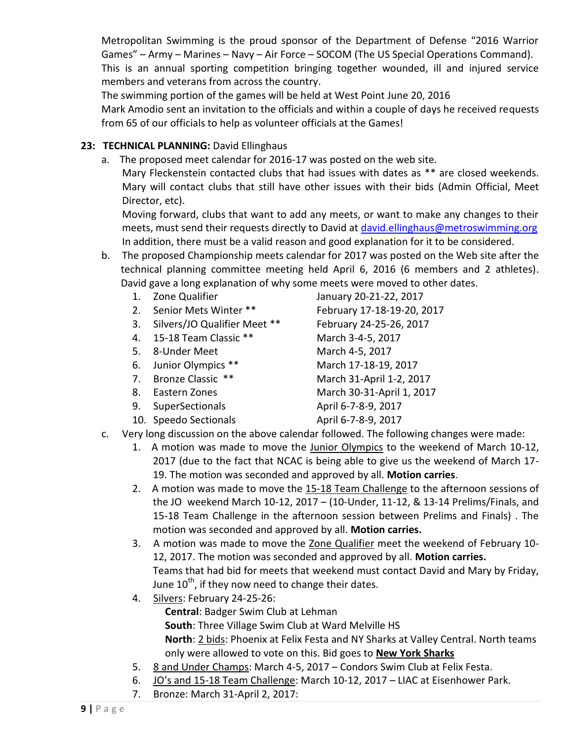Metropolitan Swimming is the proud sponsor of the Department of Defense "2016 Warrior Games" – Army – Marines – Navy – Air Force – SOCOM (The US Special Operations Command).
This is an annual sporting competition bringing together wounded, ill and injured service members and veterans from across the country.
The swimming portion of the games will be held at West Point June 20, 2016
Mark Amodio sent an invitation to the officials and within a couple of days he received requests from 65 of our officials to help as volunteer officials at the Games!

**23: TECHNICAL PLANNING:** David Ellinghaus

a. The proposed meet calendar for 2016-17 was posted on the web site.
Mary Fleckenstein contacted clubs that had issues with dates as ** are closed weekends. Mary will contact clubs that still have other issues with their bids (Admin Official, Meet Director, etc).
Moving forward, clubs that want to add any meets, or want to make any changes to their meets, must send their requests directly to David at david.ellinghaus@metroswimming.org
In addition, there must be a valid reason and good explanation for it to be considered.

b. The proposed Championship meets calendar for 2017 was posted on the Web site after the technical planning committee meeting held April 6, 2016 (6 members and 2 athletes). David gave a long explanation of why some meets were moved to other dates.

1. Zone Qualifier — January 20-21-22, 2017
2. Senior Mets Winter ** — February 17-18-19-20, 2017
3. Silvers/JO Qualifier Meet ** — February 24-25-26, 2017
4. 15-18 Team Classic ** — March 3-4-5, 2017
5. 8-Under Meet — March 4-5, 2017
6. Junior Olympics ** — March 17-18-19, 2017
7. Bronze Classic ** — March 31-April 1-2, 2017
8. Eastern Zones — March 30-31-April 1, 2017
9. SuperSectionals — April 6-7-8-9, 2017
10. Speedo Sectionals — April 6-7-8-9, 2017

c. Very long discussion on the above calendar followed. The following changes were made:

1. A motion was made to move the Junior Olympics to the weekend of March 10-12, 2017 (due to the fact that NCAC is being able to give us the weekend of March 17-19. The motion was seconded and approved by all. **Motion carries**.
2. A motion was made to move the 15-18 Team Challenge to the afternoon sessions of the JO weekend March 10-12, 2017 – (10-Under, 11-12, & 13-14 Prelims/Finals, and 15-18 Team Challenge in the afternoon session between Prelims and Finals) . The motion was seconded and approved by all. **Motion carries.**
3. A motion was made to move the Zone Qualifier meet the weekend of February 10-12, 2017. The motion was seconded and approved by all. **Motion carries.**
   Teams that had bid for meets that weekend must contact David and Mary by Friday, June 10th, if they now need to change their dates.
4. Silvers: February 24-25-26:
   **Central**: Badger Swim Club at Lehman
   **South**: Three Village Swim Club at Ward Melville HS
   **North**: 2 bids: Phoenix at Felix Festa and NY Sharks at Valley Central. North teams only were allowed to vote on this. Bid goes to **New York Sharks**
5. 8 and Under Champs: March 4-5, 2017 – Condors Swim Club at Felix Festa.
6. JO's and 15-18 Team Challenge: March 10-12, 2017 – LIAC at Eisenhower Park.
7. Bronze: March 31-April 2, 2017: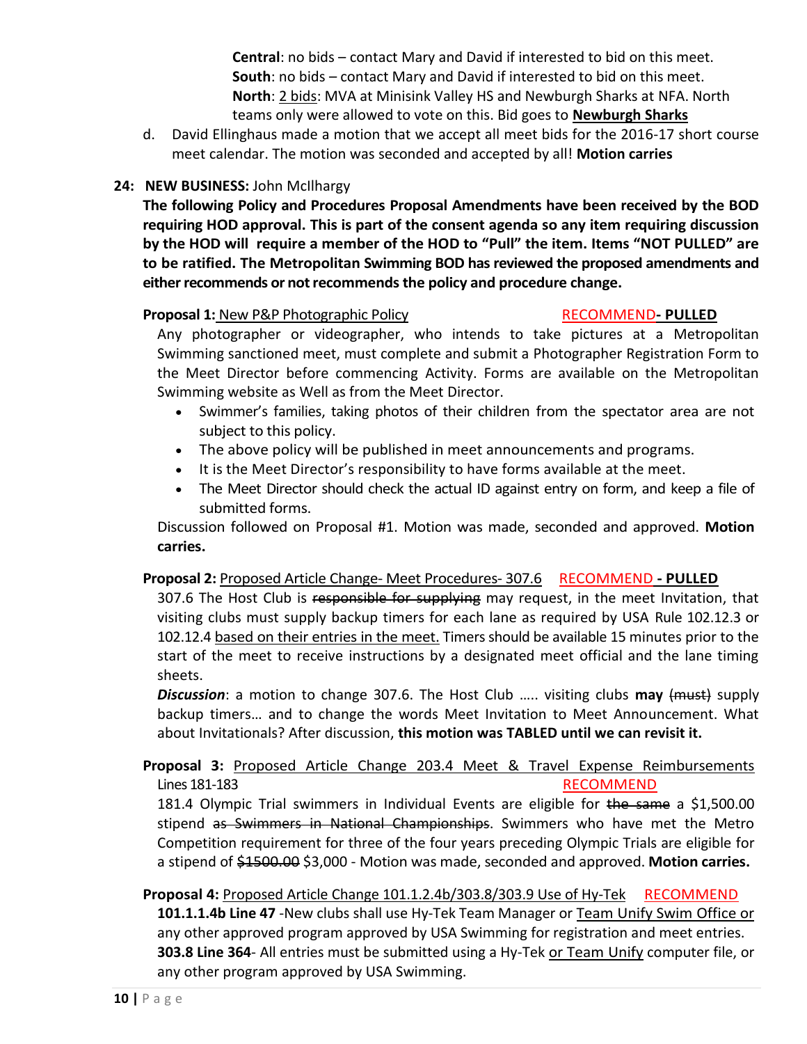**Central**: no bids – contact Mary and David if interested to bid on this meet.
**South**: no bids – contact Mary and David if interested to bid on this meet.
**North**: <u>2 bids</u>: MVA at Minisink Valley HS and Newburgh Sharks at NFA. North teams only were allowed to vote on this. Bid goes to **<u>Newburgh Sharks</u>**

d. David Ellinghaus made a motion that we accept all meet bids for the 2016-17 short course meet calendar. The motion was seconded and accepted by all! **Motion carries**

**24: NEW BUSINESS:** John McIlhargy

**The following Policy and Procedures Proposal Amendments have been received by the BOD requiring HOD approval. This is part of the consent agenda so any item requiring discussion by the HOD will require a member of the HOD to "Pull" the item. Items "NOT PULLED" are to be ratified. The Metropolitan Swimming BOD has reviewed the proposed amendments and either recommends or not recommends the policy and procedure change.**

**Proposal 1:** <u>New P&P Photographic Policy</u> RECOMMEND**- PULLED**

Any photographer or videographer, who intends to take pictures at a Metropolitan Swimming sanctioned meet, must complete and submit a Photographer Registration Form to the Meet Director before commencing Activity. Forms are available on the Metropolitan Swimming website as Well as from the Meet Director.

- Swimmer's families, taking photos of their children from the spectator area are not subject to this policy.
- The above policy will be published in meet announcements and programs.
- It is the Meet Director's responsibility to have forms available at the meet.
- The Meet Director should check the actual ID against entry on form, and keep a file of submitted forms.

Discussion followed on Proposal #1. Motion was made, seconded and approved. **Motion carries.**

**Proposal 2:** <u>Proposed Article Change- Meet Procedures- 307.6</u> RECOMMEND **- PULLED**

307.6 The Host Club is ~~responsible for supplying~~ may request, in the meet Invitation, that visiting clubs must supply backup timers for each lane as required by USA Rule 102.12.3 or 102.12.4 <u>based on their entries in the meet.</u> Timers should be available 15 minutes prior to the start of the meet to receive instructions by a designated meet official and the lane timing sheets.

***Discussion***: a motion to change 307.6. The Host Club ….. visiting clubs **may** ~~(must)~~ supply backup timers… and to change the words Meet Invitation to Meet Announcement. What about Invitationals? After discussion, **this motion was TABLED until we can revisit it.**

**Proposal 3:** <u>Proposed Article Change 203.4 Meet & Travel Expense Reimbursements</u> Lines 181-183 RECOMMEND

181.4 Olympic Trial swimmers in Individual Events are eligible for ~~the same~~ a $1,500.00 stipend ~~as Swimmers in National Championships~~. Swimmers who have met the Metro Competition requirement for three of the four years preceding Olympic Trials are eligible for a stipend of ~~$1500.00~~ $3,000 - Motion was made, seconded and approved. **Motion carries.**

**Proposal 4:** <u>Proposed Article Change 101.1.2.4b/303.8/303.9 Use of Hy-Tek</u> RECOMMEND

**101.1.1.4b Line 47** -New clubs shall use Hy-Tek Team Manager or <u>Team Unify Swim Office or</u> any other approved program approved by USA Swimming for registration and meet entries.

**303.8 Line 364**- All entries must be submitted using a Hy-Tek <u>or Team Unify</u> computer file, or any other program approved by USA Swimming.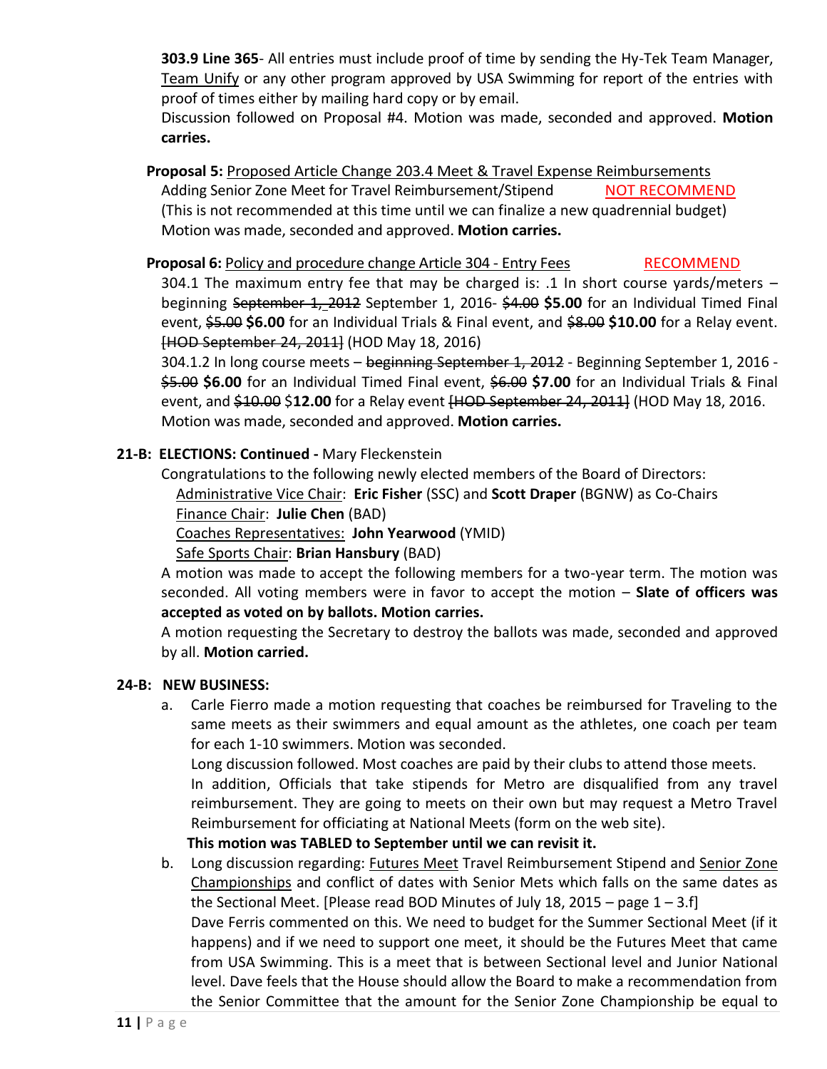**303.9 Line 365**- All entries must include proof of time by sending the Hy-Tek Team Manager, Team Unify or any other program approved by USA Swimming for report of the entries with proof of times either by mailing hard copy or by email.
Discussion followed on Proposal #4. Motion was made, seconded and approved. **Motion carries.**

**Proposal 5:** Proposed Article Change 203.4 Meet & Travel Expense Reimbursements
Adding Senior Zone Meet for Travel Reimbursement/Stipend NOT RECOMMEND
(This is not recommended at this time until we can finalize a new quadrennial budget)
Motion was made, seconded and approved. **Motion carries.**

**Proposal 6:** Policy and procedure change Article 304 - Entry Fees RECOMMEND
304.1 The maximum entry fee that may be charged is: .1 In short course yards/meters – beginning ~~September 1, 2012~~ September 1, 2016- ~~$4.00~~ **$5.00** for an Individual Timed Final event, ~~$5.00~~ **$6.00** for an Individual Trials & Final event, and ~~$8.00~~ **$10.00** for a Relay event. ~~[HOD September 24, 2011]~~ (HOD May 18, 2016)
304.1.2 In long course meets – ~~beginning September 1, 2012~~ - Beginning September 1, 2016 - ~~$5.00~~ **$6.00** for an Individual Timed Final event, ~~$6.00~~ **$7.00** for an Individual Trials & Final event, and ~~$10.00~~ $**12.00** for a Relay event ~~[HOD September 24, 2011]~~ (HOD May 18, 2016.
Motion was made, seconded and approved. **Motion carries.**

**21-B: ELECTIONS: Continued -** Mary Fleckenstein

Congratulations to the following newly elected members of the Board of Directors:
Administrative Vice Chair: **Eric Fisher** (SSC) and **Scott Draper** (BGNW) as Co-Chairs
Finance Chair: **Julie Chen** (BAD)
Coaches Representatives: **John Yearwood** (YMID)
Safe Sports Chair: **Brian Hansbury** (BAD)

A motion was made to accept the following members for a two-year term. The motion was seconded. All voting members were in favor to accept the motion – **Slate of officers was accepted as voted on by ballots. Motion carries.**

A motion requesting the Secretary to destroy the ballots was made, seconded and approved by all. **Motion carried.**

**24-B: NEW BUSINESS:**

a. Carle Fierro made a motion requesting that coaches be reimbursed for Traveling to the same meets as their swimmers and equal amount as the athletes, one coach per team for each 1-10 swimmers. Motion was seconded.
Long discussion followed. Most coaches are paid by their clubs to attend those meets.
In addition, Officials that take stipends for Metro are disqualified from any travel reimbursement. They are going to meets on their own but may request a Metro Travel Reimbursement for officiating at National Meets (form on the web site).
**This motion was TABLED to September until we can revisit it.**

b. Long discussion regarding: Futures Meet Travel Reimbursement Stipend and Senior Zone Championships and conflict of dates with Senior Mets which falls on the same dates as the Sectional Meet. [Please read BOD Minutes of July 18, 2015 – page 1 – 3.f]
Dave Ferris commented on this. We need to budget for the Summer Sectional Meet (if it happens) and if we need to support one meet, it should be the Futures Meet that came from USA Swimming. This is a meet that is between Sectional level and Junior National level. Dave feels that the House should allow the Board to make a recommendation from the Senior Committee that the amount for the Senior Zone Championship be equal to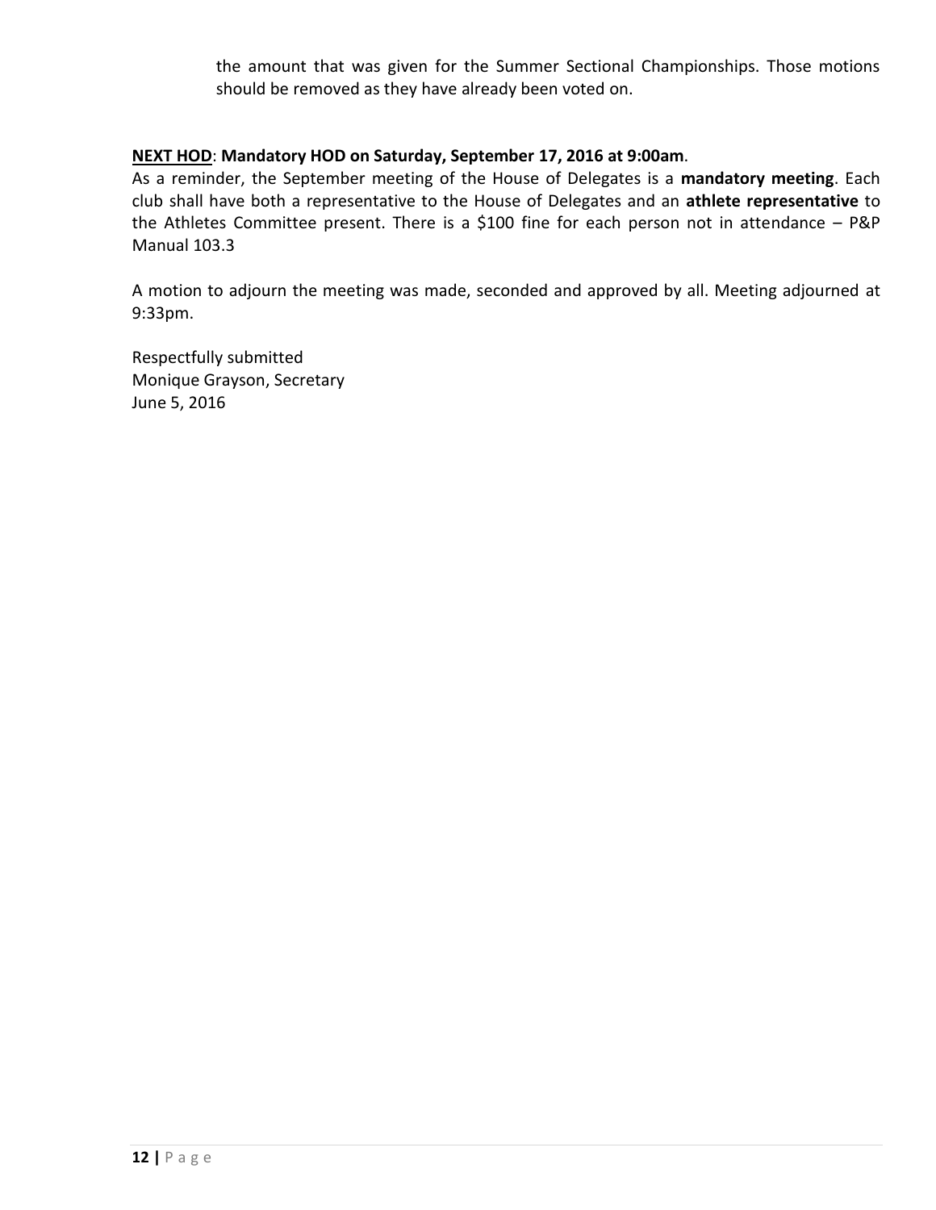the amount that was given for the Summer Sectional Championships. Those motions should be removed as they have already been voted on.

**<u>NEXT HOD</u>**: **Mandatory HOD on Saturday, September 17, 2016 at 9:00am**.
As a reminder, the September meeting of the House of Delegates is a **mandatory meeting**. Each club shall have both a representative to the House of Delegates and an **athlete representative** to the Athletes Committee present. There is a $100 fine for each person not in attendance – P&P Manual 103.3

A motion to adjourn the meeting was made, seconded and approved by all. Meeting adjourned at 9:33pm.

Respectfully submitted
Monique Grayson, Secretary
June 5, 2016